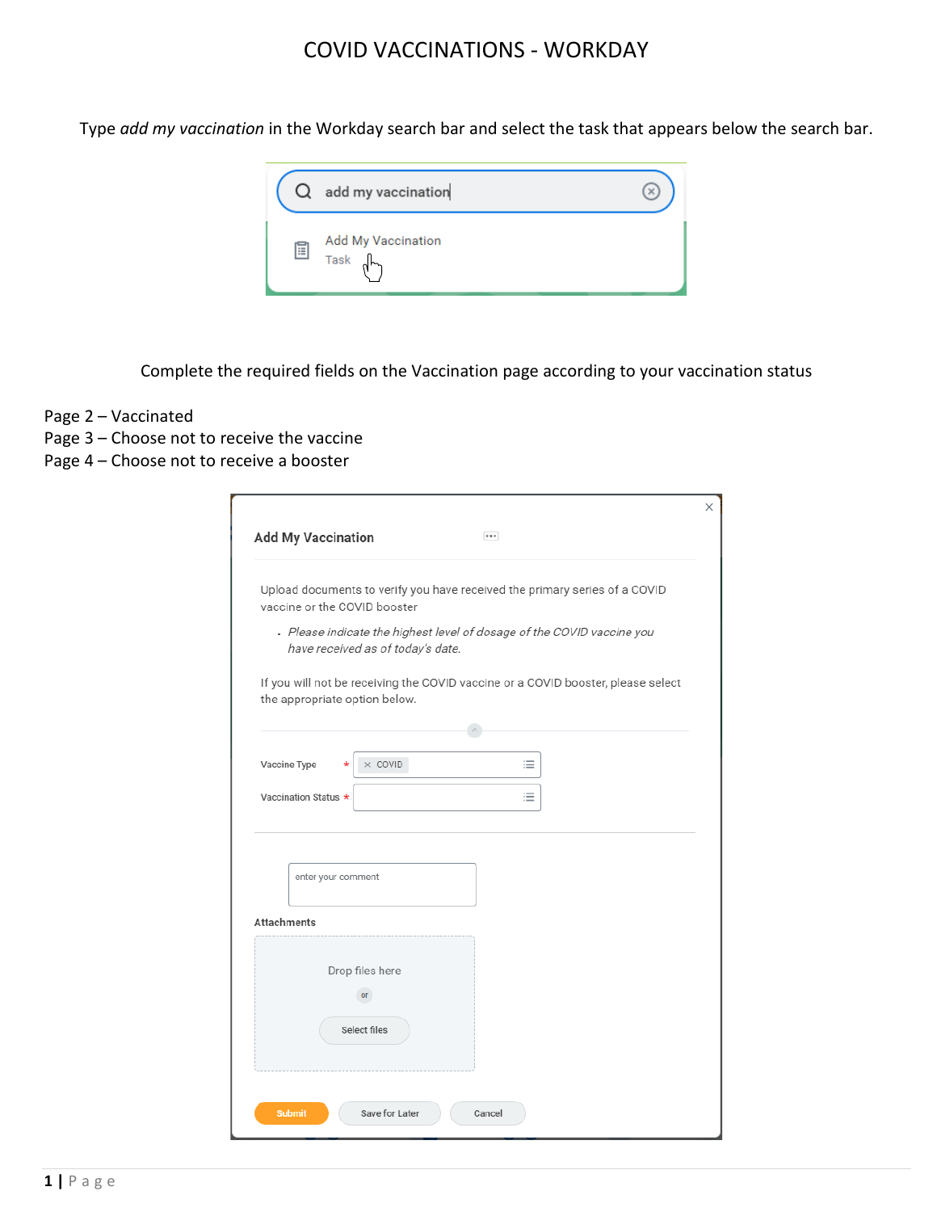# COVID VACCINATIONS - WORKDAY

Type *add my vaccination* in the Workday search bar and select the task that appears below the search bar.

add my vaccination

Add My Vaccination
Task

Complete the required fields on the Vaccination page according to your vaccination status

Page 2 – Vaccinated
Page 3 – Choose not to receive the vaccine
Page 4 – Choose not to receive a booster

**Add My Vaccination**

Upload documents to verify you have received the primary series of a COVID vaccine or the COVID booster

- *Please indicate the highest level of dosage of the COVID vaccine you have received as of today's date.*

If you will not be receiving the COVID vaccine or a COVID booster, please select the appropriate option below.

Vaccine Type * COVID

Vaccination Status *

enter your comment

**Attachments**

Drop files here

or

Select files

Submit | Save for Later | Cancel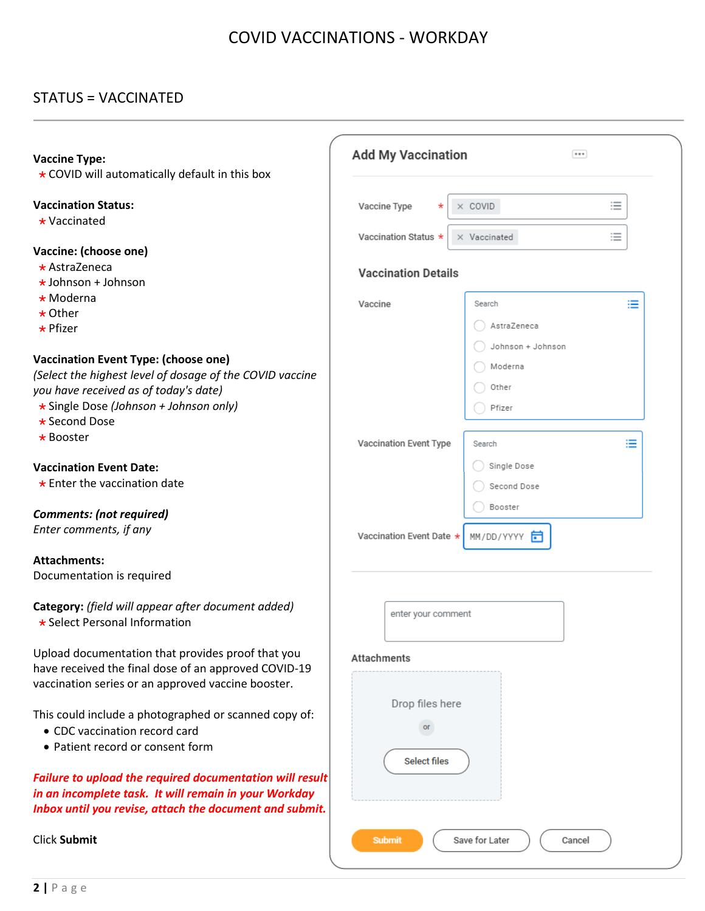# COVID VACCINATIONS - WORKDAY

## STATUS = VACCINATED

**Vaccine Type:**

* COVID will automatically default in this box

**Vaccination Status:**

* Vaccinated

**Vaccine: (choose one)**

* AstraZeneca
* Johnson + Johnson
* Moderna
* Other
* Pfizer

**Vaccination Event Type: (choose one)**

*(Select the highest level of dosage of the COVID vaccine you have received as of today's date)*

* Single Dose *(Johnson + Johnson only)*
* Second Dose
* Booster

**Vaccination Event Date:**

* Enter the vaccination date

***Comments: (not required)***

*Enter comments, if any*

**Attachments:**

Documentation is required

**Category:** *(field will appear after document added)*

* Select Personal Information

Upload documentation that provides proof that you have received the final dose of an approved COVID-19 vaccination series or an approved vaccine booster.

This could include a photographed or scanned copy of:

- CDC vaccination record card
- Patient record or consent form

***Failure to upload the required documentation will result in an incomplete task. It will remain in your Workday Inbox until you revise, attach the document and submit.***

Click **Submit**

**Add My Vaccination**

Vaccine Type * : × COVID

Vaccination Status * : × Vaccinated

**Vaccination Details**

Vaccine: Search

- AstraZeneca
- Johnson + Johnson
- Moderna
- Other
- Pfizer

Vaccination Event Type: Search

- Single Dose
- Second Dose
- Booster

Vaccination Event Date * : MM/DD/YYYY

enter your comment

**Attachments**

Drop files here

or

Select files

Submit | Save for Later | Cancel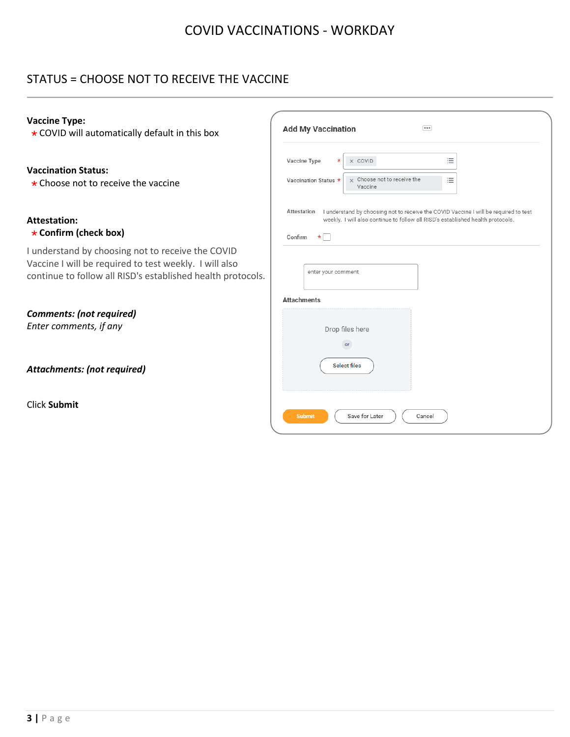# COVID VACCINATIONS - WORKDAY

## STATUS = CHOOSE NOT TO RECEIVE THE VACCINE

**Vaccine Type:**

* COVID will automatically default in this box

**Vaccination Status:**

* Choose not to receive the vaccine

**Attestation:**

* **Confirm (check box)**

I understand by choosing not to receive the COVID Vaccine I will be required to test weekly. I will also continue to follow all RISD's established health protocols.

***Comments: (not required)***
*Enter comments, if any*

***Attachments: (not required)***

Click **Submit**

**Add My Vaccination**

Vaccine Type * COVID

Vaccination Status * Choose not to receive the Vaccine

Attestation I understand by choosing not to receive the COVID Vaccine I will be required to test weekly. I will also continue to follow all RISD's established health protocols.

Confirm *

enter your comment

Attachments

Drop files here

or

Select files

Submit | Save for Later | Cancel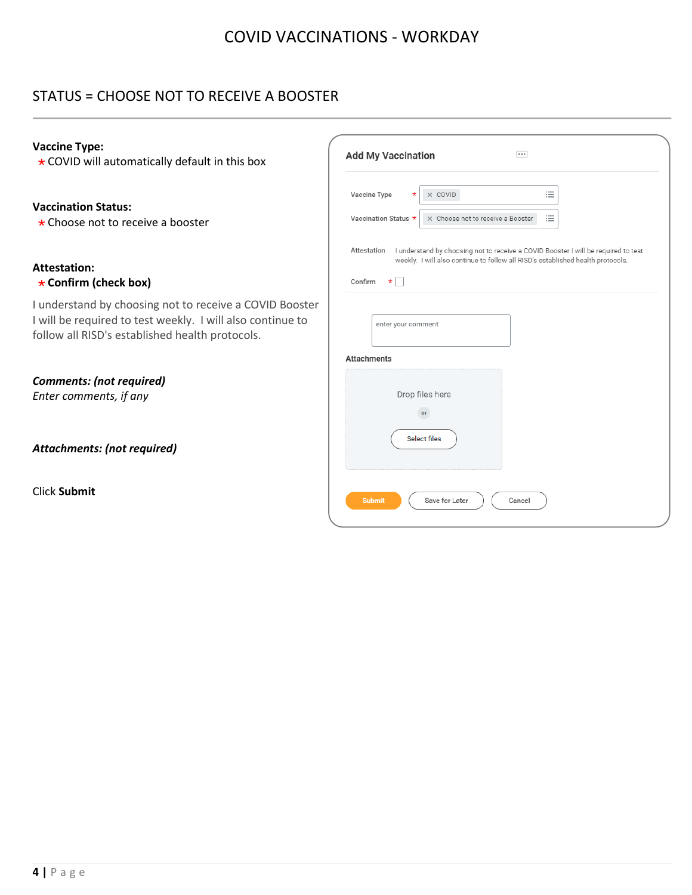# COVID VACCINATIONS - WORKDAY

## STATUS = CHOOSE NOT TO RECEIVE A BOOSTER

**Vaccine Type:**
\* COVID will automatically default in this box

**Vaccination Status:**
\* Choose not to receive a booster

**Attestation:**
\* **Confirm (check box)**

I understand by choosing not to receive a COVID Booster I will be required to test weekly. I will also continue to follow all RISD's established health protocols.

***Comments: (not required)***
*Enter comments, if any*

***Attachments: (not required)***

Click **Submit**

**Add My Vaccination**

Vaccine Type * COVID

Vaccination Status * Choose not to receive a Booster

Attestation I understand by choosing not to receive a COVID Booster I will be required to test weekly. I will also continue to follow all RISD's established health protocols.

Confirm *

enter your comment

Attachments

Drop files here

or

Select files

Submit | Save for Later | Cancel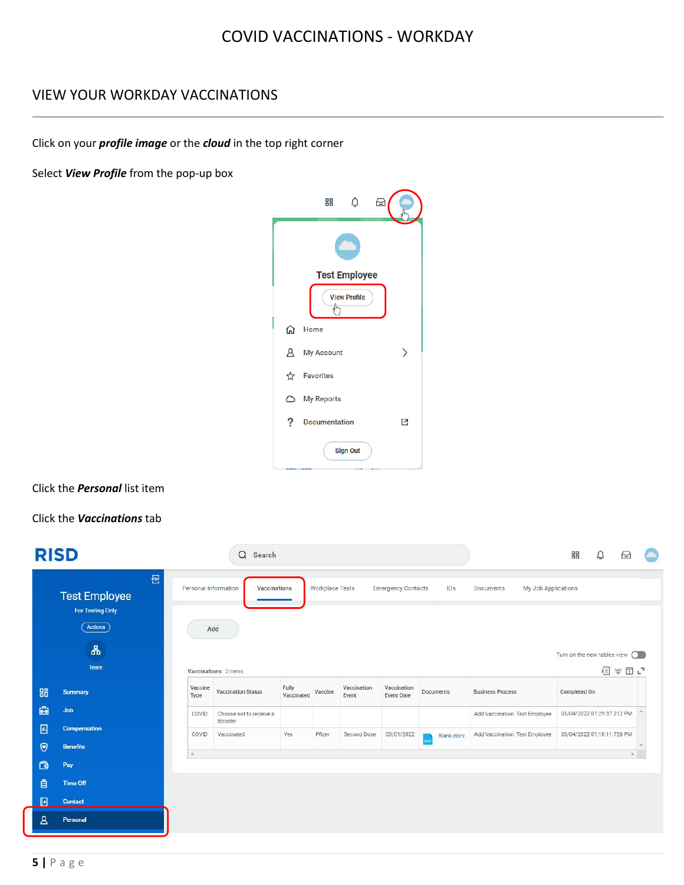# COVID VACCINATIONS - WORKDAY

## VIEW YOUR WORKDAY VACCINATIONS

Click on your ***profile image*** or the ***cloud*** in the top right corner

Select ***View Profile*** from the pop-up box

Click the ***Personal*** list item

Click the ***Vaccinations*** tab